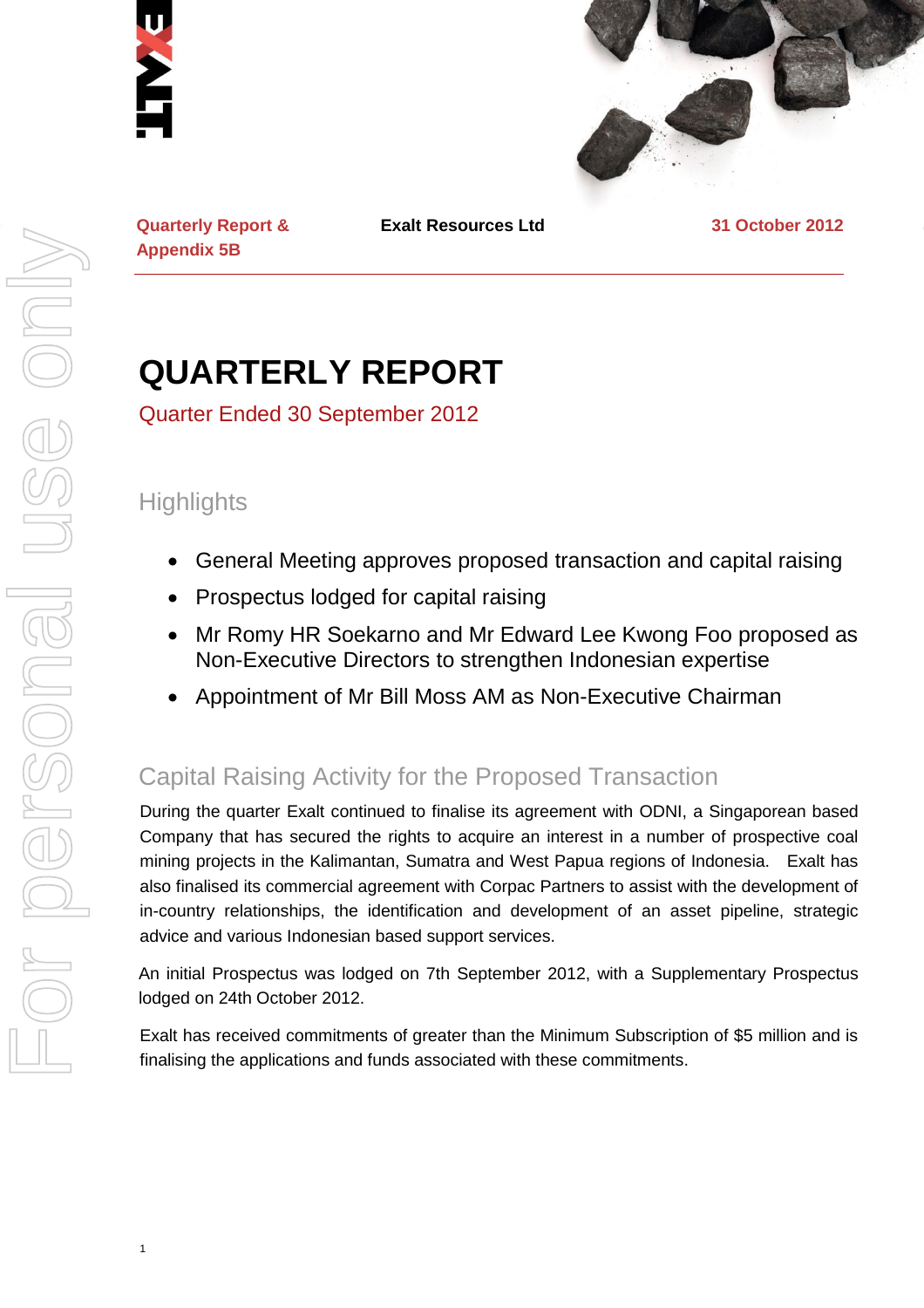Quarterly Report & Appendix 5B

**Exalt Resources Ltd**

31 October 2012

# QUARTERLY REPORT

Quarter Ended 30 September 2012

## Highlights

- General Meeting approves proposed transaction and capital raising
- Prospectus lodged for capital raising
- Mr Romy HR Soekarno and Mr Edward Lee Kwong Foo proposed as Non-Executive Directors to strengthen Indonesian expertise
- Appointment of Mr Bill Moss AM as Non-Executive Chairman

## Capital Raising Activity for the Proposed Transaction

During the quarter Exalt continued to finalise its agreement with ODNI, a Singaporean based Company that has secured the rights to acquire an interest in a number of prospective coal mining projects in the Kalimantan, Sumatra and West Papua regions of Indonesia. Exalt has also finalised its commercial agreement with Corpac Partners to assist with the development of in-country relationships, the identification and development of an asset pipeline, strategic advice and various Indonesian based support services.

An initial Prospectus was lodged on 7th September 2012, with a Supplementary Prospectus lodged on 24th October 2012.

Exalt has received commitments of greater than the Minimum Subscription of $5 million and is finalising the applications and funds associated with these commitments.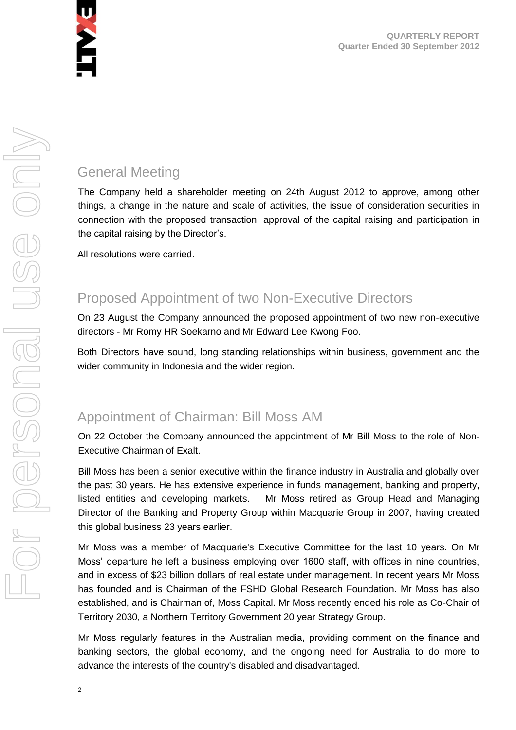## General Meeting

The Company held a shareholder meeting on 24th August 2012 to approve, among other things, a change in the nature and scale of activities, the issue of consideration securities in connection with the proposed transaction, approval of the capital raising and participation in the capital raising by the Director's.

All resolutions were carried.

## Proposed Appointment of two Non-Executive Directors

On 23 August the Company announced the proposed appointment of two new non-executive directors - Mr Romy HR Soekarno and Mr Edward Lee Kwong Foo.

Both Directors have sound, long standing relationships within business, government and the wider community in Indonesia and the wider region.

## Appointment of Chairman: Bill Moss AM

On 22 October the Company announced the appointment of Mr Bill Moss to the role of Non-Executive Chairman of Exalt.

Bill Moss has been a senior executive within the finance industry in Australia and globally over the past 30 years. He has extensive experience in funds management, banking and property, listed entities and developing markets. Mr Moss retired as Group Head and Managing Director of the Banking and Property Group within Macquarie Group in 2007, having created this global business 23 years earlier.

Mr Moss was a member of Macquarie's Executive Committee for the last 10 years. On Mr Moss' departure he left a business employing over 1600 staff, with offices in nine countries, and in excess of $23 billion dollars of real estate under management. In recent years Mr Moss has founded and is Chairman of the FSHD Global Research Foundation. Mr Moss has also established, and is Chairman of, Moss Capital. Mr Moss recently ended his role as Co-Chair of Territory 2030, a Northern Territory Government 20 year Strategy Group.

Mr Moss regularly features in the Australian media, providing comment on the finance and banking sectors, the global economy, and the ongoing need for Australia to do more to advance the interests of the country's disabled and disadvantaged.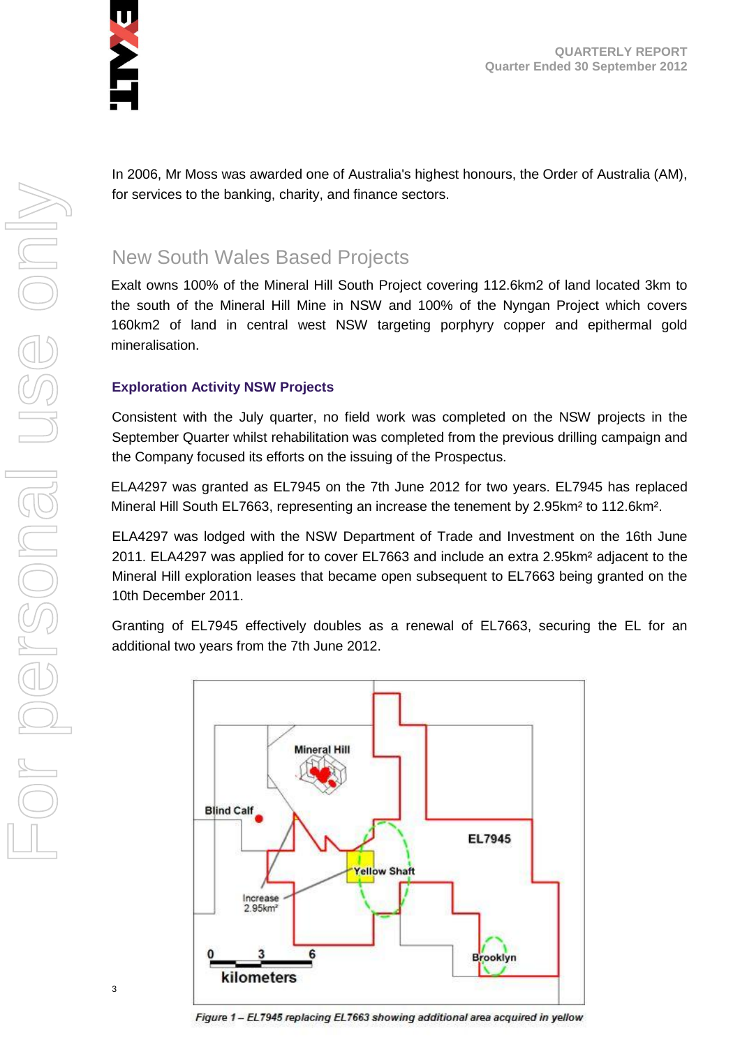In 2006, Mr Moss was awarded one of Australia's highest honours, the Order of Australia (AM), for services to the banking, charity, and finance sectors.

## New South Wales Based Projects

Exalt owns 100% of the Mineral Hill South Project covering 112.6km2 of land located 3km to the south of the Mineral Hill Mine in NSW and 100% of the Nyngan Project which covers 160km2 of land in central west NSW targeting porphyry copper and epithermal gold mineralisation.

### Exploration Activity NSW Projects

Consistent with the July quarter, no field work was completed on the NSW projects in the September Quarter whilst rehabilitation was completed from the previous drilling campaign and the Company focused its efforts on the issuing of the Prospectus.

ELA4297 was granted as EL7945 on the 7th June 2012 for two years. EL7945 has replaced Mineral Hill South EL7663, representing an increase the tenement by 2.95km² to 112.6km².

ELA4297 was lodged with the NSW Department of Trade and Investment on the 16th June 2011. ELA4297 was applied for to cover EL7663 and include an extra 2.95km² adjacent to the Mineral Hill exploration leases that became open subsequent to EL7663 being granted on the 10th December 2011.

Granting of EL7945 effectively doubles as a renewal of EL7663, securing the EL for an additional two years from the 7th June 2012.

*Figure 1 – EL7945 replacing EL7663 showing additional area acquired in yellow*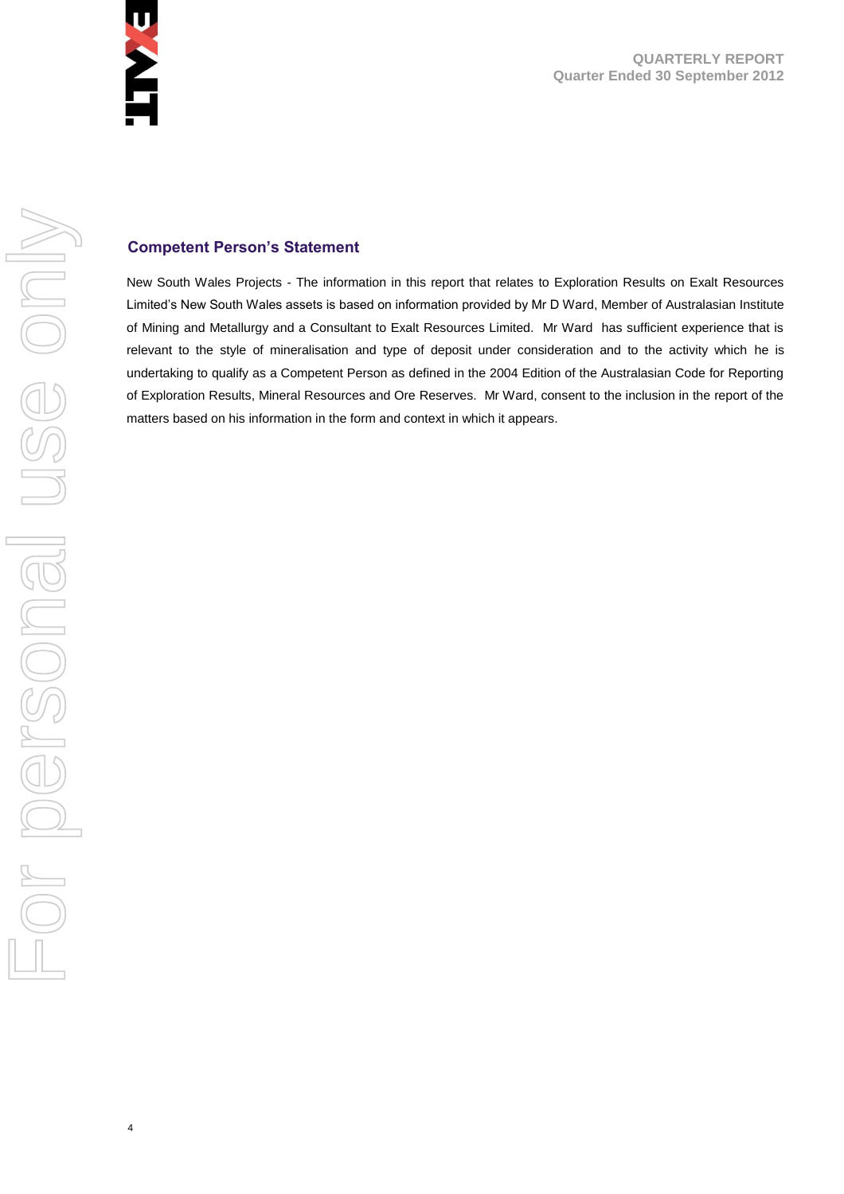## Competent Person's Statement

New South Wales Projects - The information in this report that relates to Exploration Results on Exalt Resources Limited's New South Wales assets is based on information provided by Mr D Ward, Member of Australasian Institute of Mining and Metallurgy and a Consultant to Exalt Resources Limited. Mr Ward has sufficient experience that is relevant to the style of mineralisation and type of deposit under consideration and to the activity which he is undertaking to qualify as a Competent Person as defined in the 2004 Edition of the Australasian Code for Reporting of Exploration Results, Mineral Resources and Ore Reserves. Mr Ward, consent to the inclusion in the report of the matters based on his information in the form and context in which it appears.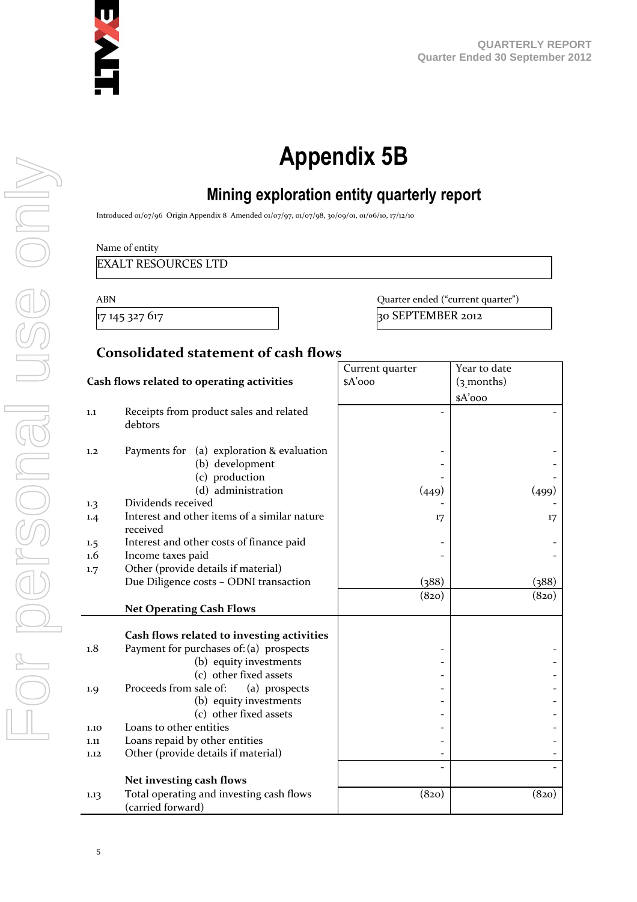QUARTERLY REPORT
Quarter Ended 30 September 2012

# Appendix 5B

## Mining exploration entity quarterly report

Introduced 01/07/96 Origin Appendix 8 Amended 01/07/97, 01/07/98, 30/09/01, 01/06/10, 17/12/10

Name of entity

EXALT RESOURCES LTD

| ABN | Quarter ended ("current quarter") |
|---|---|
| 17 145 327 617 | 30 SEPTEMBER 2012 |

### Consolidated statement of cash flows

| | Cash flows related to operating activities | Current quarter $A'000 | Year to date (3 months) $A'000 |
|---|---|---|---|
| 1.1 | Receipts from product sales and related debtors | - | - |
| 1.2 | Payments for (a) exploration & evaluation | - | - |
| | (b) development | - | - |
| | (c) production | - | - |
| | (d) administration | (449) | (499) |
| 1.3 | Dividends received | - | - |
| 1.4 | Interest and other items of a similar nature received | 17 | 17 |
| 1.5 | Interest and other costs of finance paid | - | - |
| 1.6 | Income taxes paid | - | - |
| 1.7 | Other (provide details if material) Due Diligence costs – ODNI transaction | (388) | (388) |
| | **Net Operating Cash Flows** | (820) | (820) |
| | **Cash flows related to investing activities** | | |
| 1.8 | Payment for purchases of: (a) prospects | - | - |
| | (b) equity investments | - | - |
| | (c) other fixed assets | - | - |
| 1.9 | Proceeds from sale of: (a) prospects | - | - |
| | (b) equity investments | - | - |
| | (c) other fixed assets | - | - |
| 1.10 | Loans to other entities | - | - |
| 1.11 | Loans repaid by other entities | - | - |
| 1.12 | Other (provide details if material) | - | - |
| | **Net investing cash flows** | - | - |
| 1.13 | Total operating and investing cash flows (carried forward) | (820) | (820) |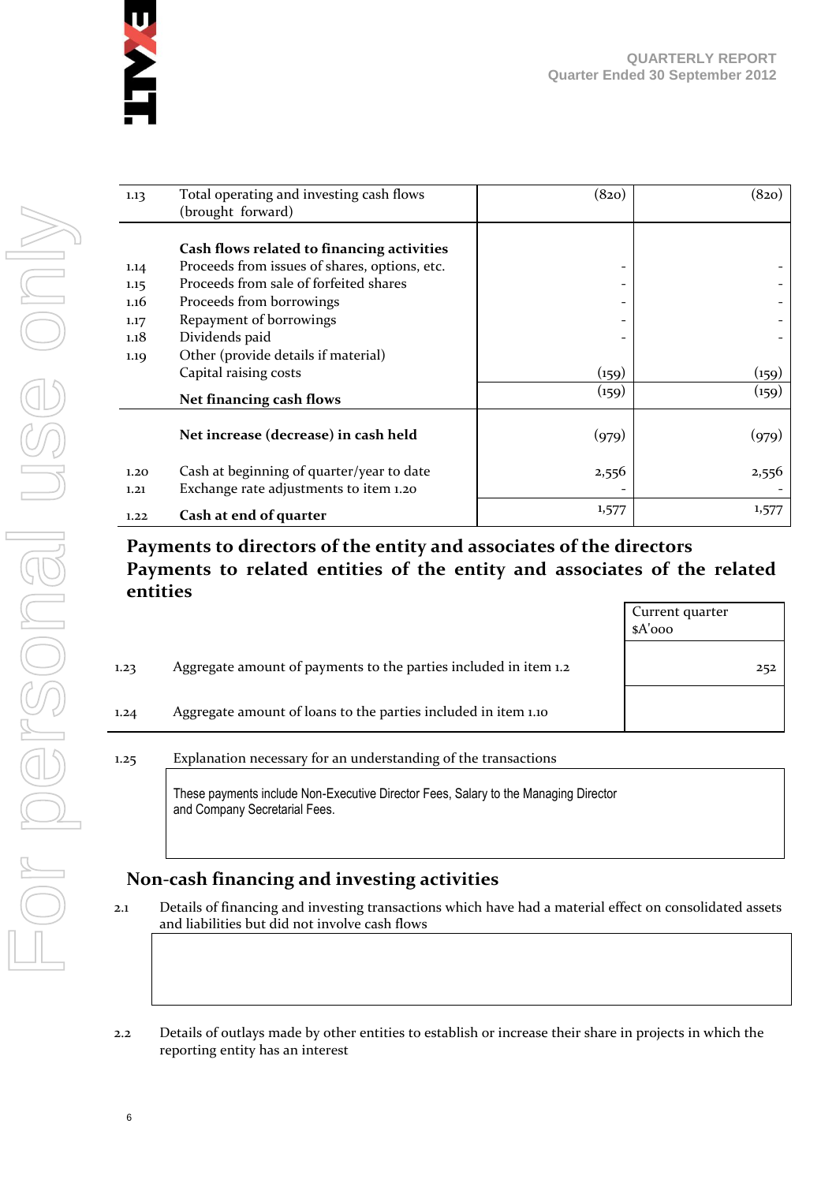| | | | |
|---|---|---|---|
| 1.13 | Total operating and investing cash flows (brought forward) | (820) | (820) |
| | **Cash flows related to financing activities** | | |
| 1.14 | Proceeds from issues of shares, options, etc. | - | - |
| 1.15 | Proceeds from sale of forfeited shares | - | - |
| 1.16 | Proceeds from borrowings | - | - |
| 1.17 | Repayment of borrowings | - | - |
| 1.18 | Dividends paid | - | - |
| 1.19 | Other (provide details if material) Capital raising costs | (159) | (159) |
| | **Net financing cash flows** | (159) | (159) |
| | **Net increase (decrease) in cash held** | (979) | (979) |
| 1.20 | Cash at beginning of quarter/year to date | 2,556 | 2,556 |
| 1.21 | Exchange rate adjustments to item 1.20 | - | - |
| 1.22 | **Cash at end of quarter** | 1,577 | 1,577 |

## Payments to directors of the entity and associates of the directors Payments to related entities of the entity and associates of the related entities

| | | Current quarter $A'000 |
|---|---|---|
| 1.23 | Aggregate amount of payments to the parties included in item 1.2 | 252 |
| 1.24 | Aggregate amount of loans to the parties included in item 1.10 | |

1.25 Explanation necessary for an understanding of the transactions

These payments include Non-Executive Director Fees, Salary to the Managing Director and Company Secretarial Fees.

## Non-cash financing and investing activities

2.1 Details of financing and investing transactions which have had a material effect on consolidated assets and liabilities but did not involve cash flows

2.2 Details of outlays made by other entities to establish or increase their share in projects in which the reporting entity has an interest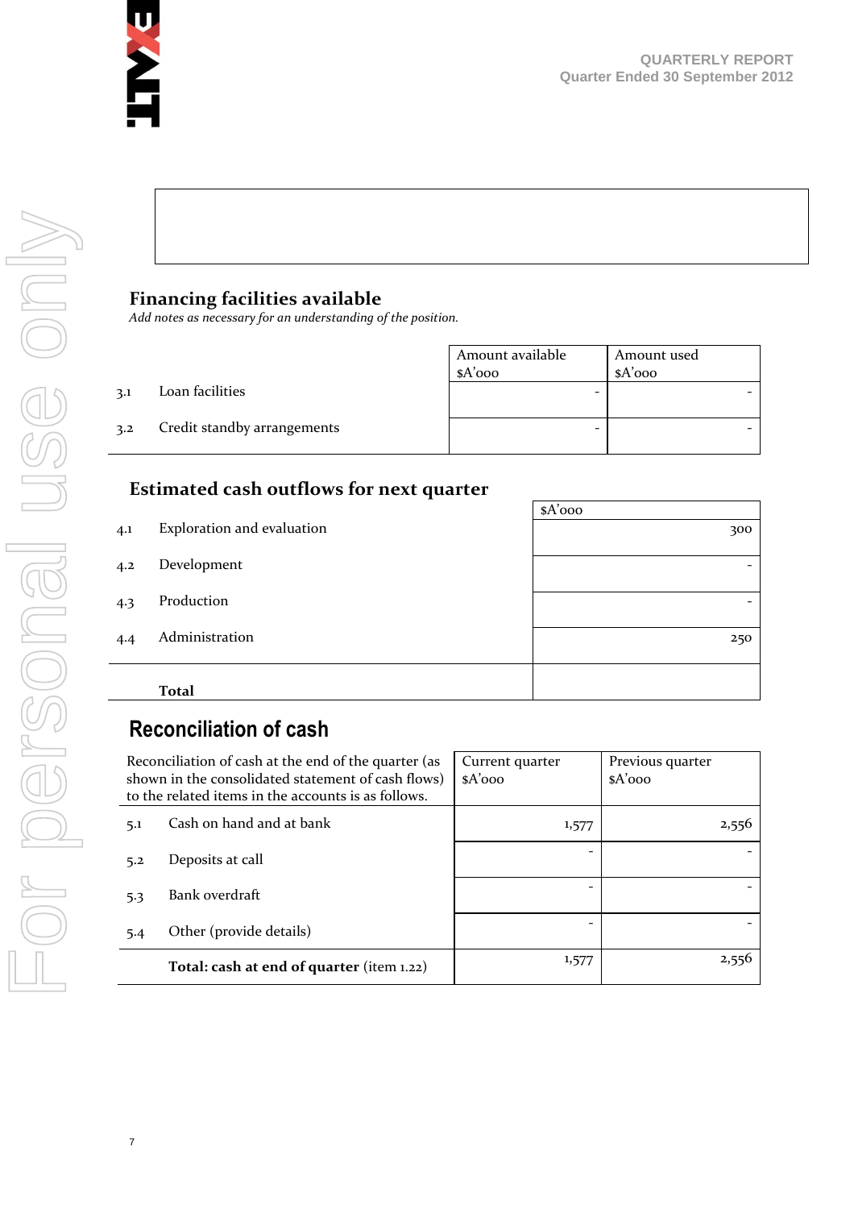## Financing facilities available

*Add notes as necessary for an understanding of the position.*

| | | Amount available $A'000 | Amount used $A'000 |
|---|---|---|---|
| 3.1 | Loan facilities | - | - |
| 3.2 | Credit standby arrangements | - | - |

## Estimated cash outflows for next quarter

| | | $A'000 |
|---|---|---|
| 4.1 | Exploration and evaluation | 300 |
| 4.2 | Development | - |
| 4.3 | Production | - |
| 4.4 | Administration | 250 |
| | **Total** | |

## Reconciliation of cash

| Reconciliation of cash at the end of the quarter (as shown in the consolidated statement of cash flows) to the related items in the accounts is as follows. | | Current quarter $A'000 | Previous quarter $A'000 |
|---|---|---|---|
| 5.1 | Cash on hand and at bank | 1,577 | 2,556 |
| 5.2 | Deposits at call | - | - |
| 5.3 | Bank overdraft | - | - |
| 5.4 | Other (provide details) | - | - |
| | **Total: cash at end of quarter** (item 1.22) | 1,577 | 2,556 |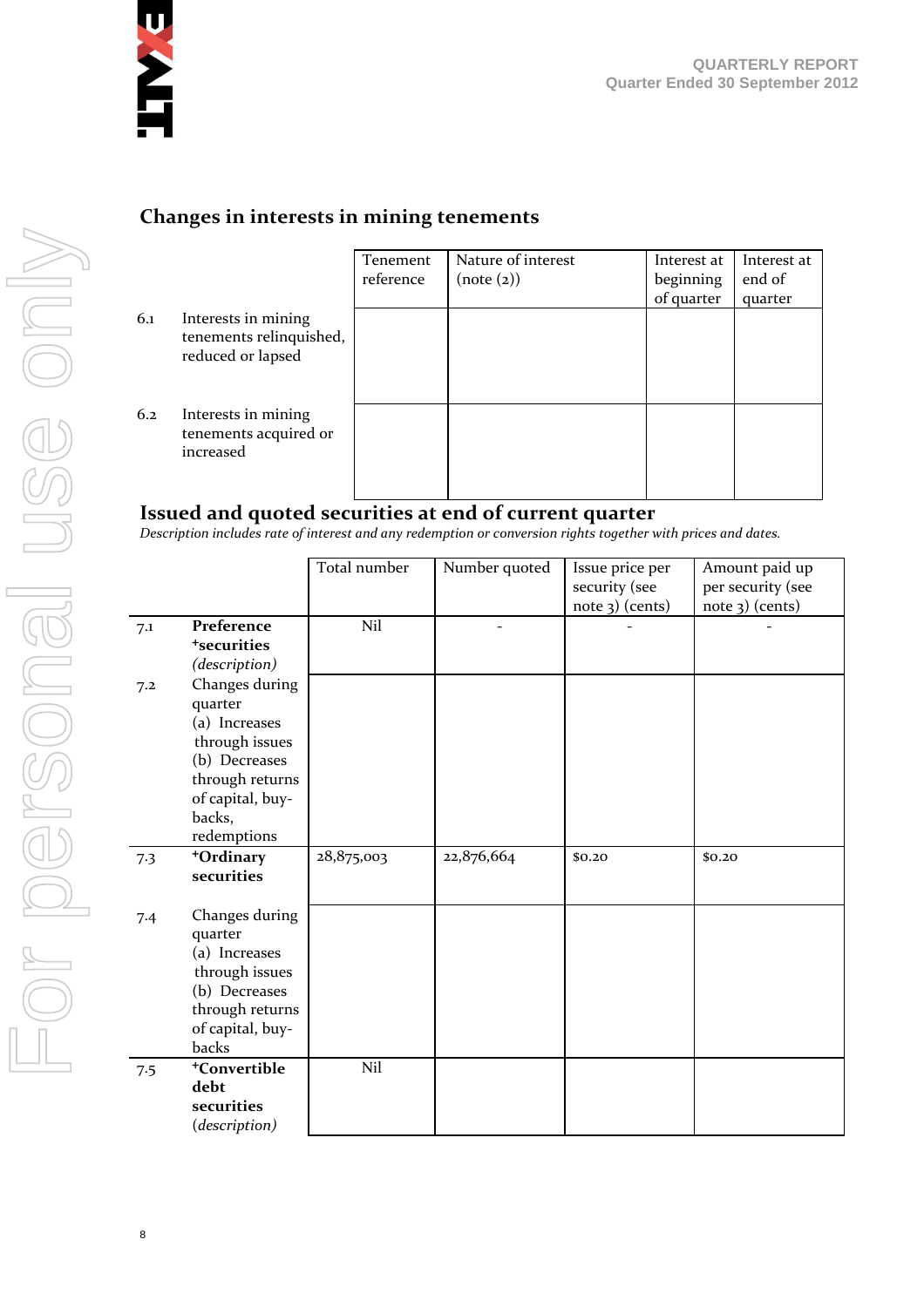## Changes in interests in mining tenements

| | | Tenement reference | Nature of interest (note (2)) | Interest at beginning of quarter | Interest at end of quarter |
|---|---|---|---|---|---|
| 6.1 | Interests in mining tenements relinquished, reduced or lapsed | | | | |
| 6.2 | Interests in mining tenements acquired or increased | | | | |

## Issued and quoted securities at end of current quarter

*Description includes rate of interest and any redemption or conversion rights together with prices and dates.*

| | | Total number | Number quoted | Issue price per security (see note 3) (cents) | Amount paid up per security (see note 3) (cents) |
|---|---|---|---|---|---|
| 7.1 | **Preference +securities** *(description)* | Nil | - | - | - |
| 7.2 | Changes during quarter (a) Increases through issues (b) Decreases through returns of capital, buy-backs, redemptions | | | | |
| 7.3 | **+Ordinary securities** | 28,875,003 | 22,876,664 | $0.20 | $0.20 |
| 7.4 | Changes during quarter (a) Increases through issues (b) Decreases through returns of capital, buy-backs | | | | |
| 7.5 | **+Convertible debt securities** *(description)* | Nil | | | |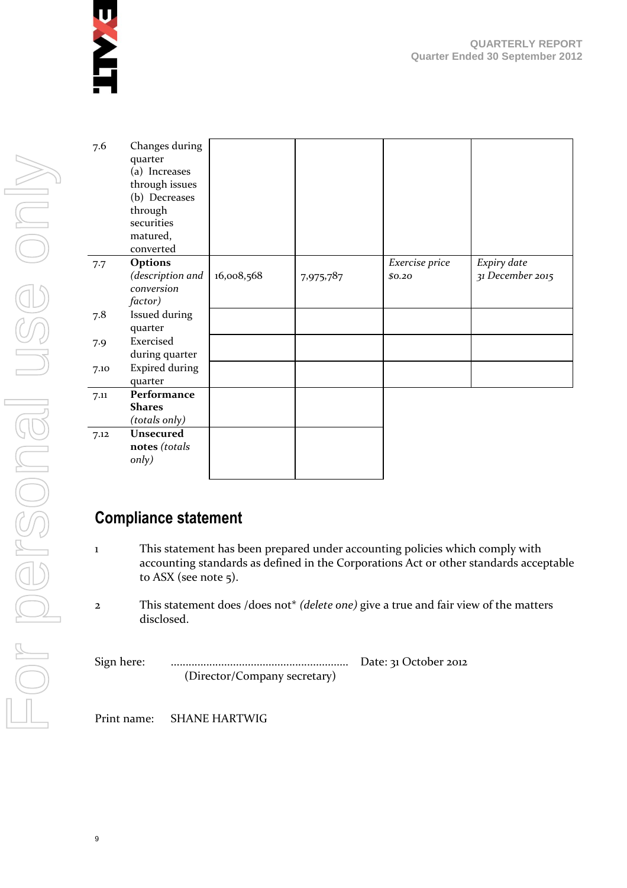| | | | | | |
|---|---|---|---|---|---|
| 7.6 | Changes during quarter (a) Increases through issues (b) Decreases through securities matured, converted | | | | |
| 7.7 | **Options** *(description and conversion factor)* | 16,008,568 | 7,975,787 | *Exercise price* *$0.20* | *Expiry date* *31 December 2015* |
| 7.8 | Issued during quarter | | | | |
| 7.9 | Exercised during quarter | | | | |
| 7.10 | Expired during quarter | | | | |
| 7.11 | **Performance Shares** *(totals only)* | | | | |
| 7.12 | **Unsecured notes** *(totals only)* | | | | |

## Compliance statement

1 This statement has been prepared under accounting policies which comply with accounting standards as defined in the Corporations Act or other standards acceptable to ASX (see note 5).

2 This statement does /does not* *(delete one)* give a true and fair view of the matters disclosed.

Sign here: ............................................................ Date: 31 October 2012
(Director/Company secretary)

Print name: SHANE HARTWIG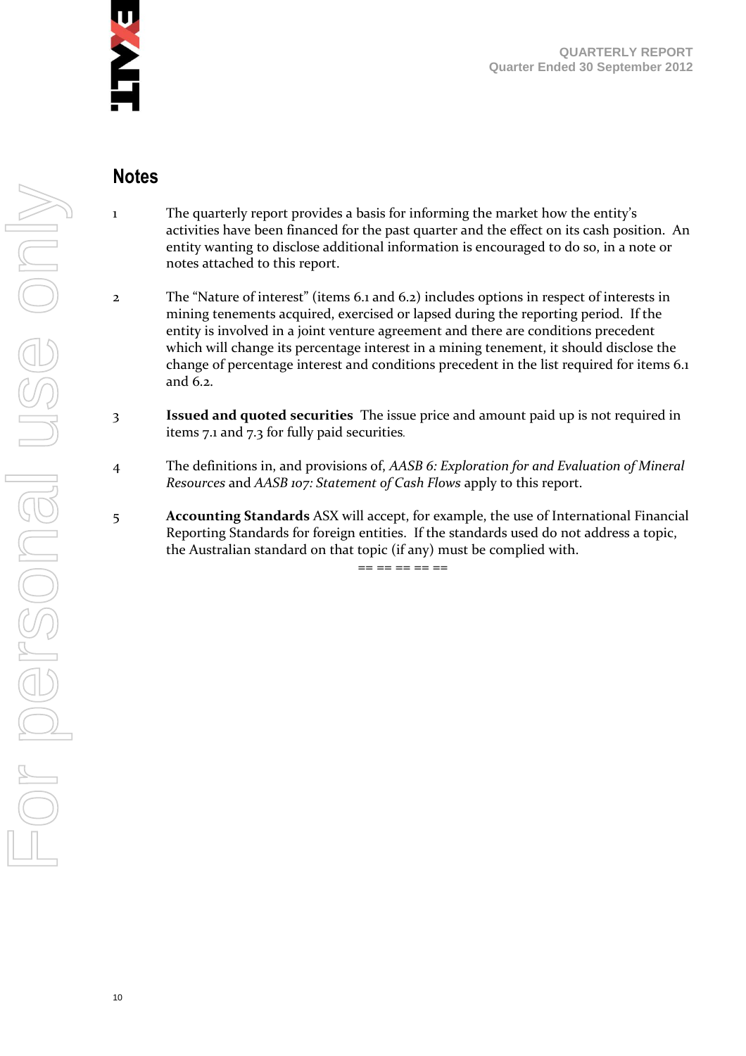## Notes

1 The quarterly report provides a basis for informing the market how the entity's activities have been financed for the past quarter and the effect on its cash position. An entity wanting to disclose additional information is encouraged to do so, in a note or notes attached to this report.

2 The "Nature of interest" (items 6.1 and 6.2) includes options in respect of interests in mining tenements acquired, exercised or lapsed during the reporting period. If the entity is involved in a joint venture agreement and there are conditions precedent which will change its percentage interest in a mining tenement, it should disclose the change of percentage interest and conditions precedent in the list required for items 6.1 and 6.2.

3 **Issued and quoted securities** The issue price and amount paid up is not required in items 7.1 and 7.3 for fully paid securities.

4 The definitions in, and provisions of, *AASB 6: Exploration for and Evaluation of Mineral Resources* and *AASB 107: Statement of Cash Flows* apply to this report.

5 **Accounting Standards** ASX will accept, for example, the use of International Financial Reporting Standards for foreign entities. If the standards used do not address a topic, the Australian standard on that topic (if any) must be complied with.

== == == == ==